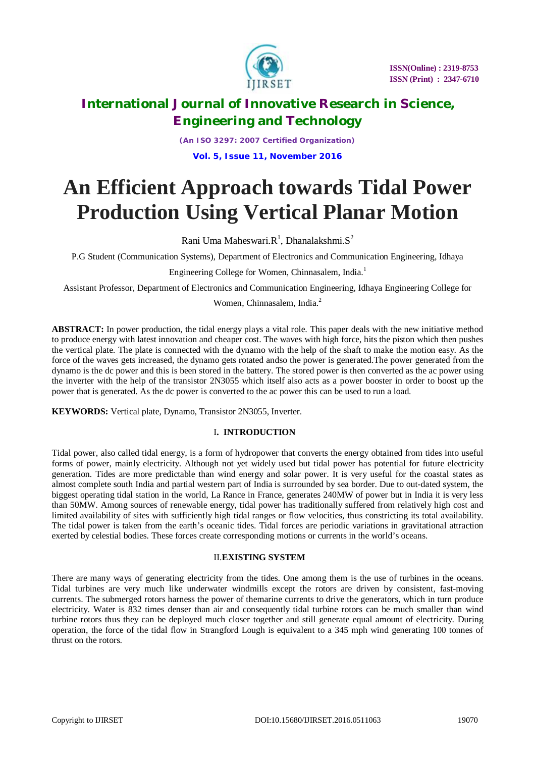# An Efficient Approach towards Tidal Power Production Using Vertical Planar Motion

Rani Uma Maheswari.R[1], Dhanalakshmi.S[2]

P.G Student (Communication Systems), Department of Electronics and Communication Engineering, Idhaya Engineering College for Women, Chinnasalem, India.[1]

Assistant Professor, Department of Electronics and Communication Engineering, Idhaya Engineering College for Women, Chinnasalem, India.[2]

**ABSTRACT:** In power production, the tidal energy plays a vital role. This paper deals with the new initiative method to produce energy with latest innovation and cheaper cost. The waves with high force, hits the piston which then pushes the vertical plate. The plate is connected with the dynamo with the help of the shaft to make the motion easy. As the force of the waves gets increased, the dynamo gets rotated andso the power is generated.The power generated from the dynamo is the dc power and this is been stored in the battery. The stored power is then converted as the ac power using the inverter with the help of the transistor 2N3055 which itself also acts as a power booster in order to boost up the power that is generated. As the dc power is converted to the ac power this can be used to run a load.

**KEYWORDS:** Vertical plate, Dynamo, Transistor 2N3055, Inverter.

## I. INTRODUCTION

Tidal power, also called tidal energy, is a form of hydropower that converts the energy obtained from tides into useful forms of power, mainly electricity. Although not yet widely used but tidal power has potential for future electricity generation. Tides are more predictable than wind energy and solar power. It is very useful for the coastal states as almost complete south India and partial western part of India is surrounded by sea border. Due to out-dated system, the biggest operating tidal station in the world, La Rance in France, generates 240MW of power but in India it is very less than 50MW. Among sources of renewable energy, tidal power has traditionally suffered from relatively high cost and limited availability of sites with sufficiently high tidal ranges or flow velocities, thus constricting its total availability. The tidal power is taken from the earth's oceanic tides. Tidal forces are periodic variations in gravitational attraction exerted by celestial bodies. These forces create corresponding motions or currents in the world's oceans.

## II. EXISTING SYSTEM

There are many ways of generating electricity from the tides. One among them is the use of turbines in the oceans. Tidal turbines are very much like underwater windmills except the rotors are driven by consistent, fast-moving currents. The submerged rotors harness the power of themarine currents to drive the generators, which in turn produce electricity. Water is 832 times denser than air and consequently tidal turbine rotors can be much smaller than wind turbine rotors thus they can be deployed much closer together and still generate equal amount of electricity. During operation, the force of the tidal flow in Strangford Lough is equivalent to a 345 mph wind generating 100 tonnes of thrust on the rotors.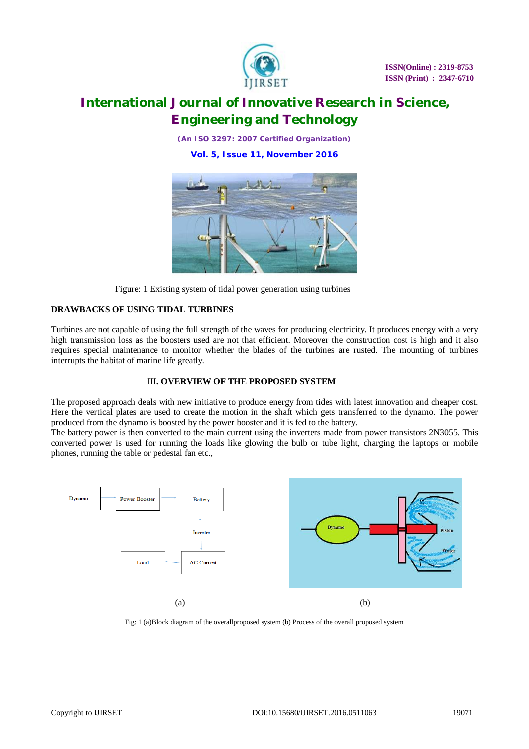Figure: 1 Existing system of tidal power generation using turbines

**DRAWBACKS OF USING TIDAL TURBINES**

Turbines are not capable of using the full strength of the waves for producing electricity. It produces energy with a very high transmission loss as the boosters used are not that efficient. Moreover the construction cost is high and it also requires special maintenance to monitor whether the blades of the turbines are rusted. The mounting of turbines interrupts the habitat of marine life greatly.

## III. OVERVIEW OF THE PROPOSED SYSTEM

The proposed approach deals with new initiative to produce energy from tides with latest innovation and cheaper cost. Here the vertical plates are used to create the motion in the shaft which gets transferred to the dynamo. The power produced from the dynamo is boosted by the power booster and it is fed to the battery.
The battery power is then converted to the main current using the inverters made from power transistors 2N3055. This converted power is used for running the loads like glowing the bulb or tube light, charging the laptops or mobile phones, running the table or pedestal fan etc.,

Dynamo → Power Booster → Battery → Inverter → AC Current → Load

(a)

Dynamo, Piston, Water

(b)

Fig: 1 (a)Block diagram of the overallproposed system (b) Process of the overall proposed system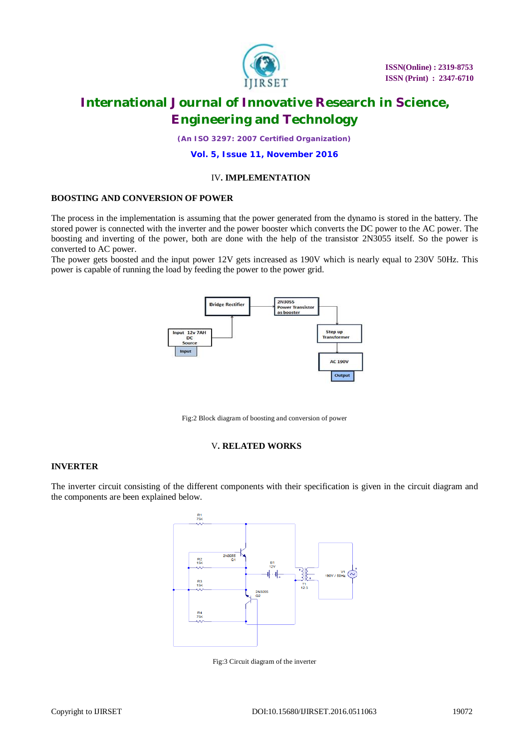## IV. IMPLEMENTATION

### BOOSTING AND CONVERSION OF POWER

The process in the implementation is assuming that the power generated from the dynamo is stored in the battery. The stored power is connected with the inverter and the power booster which converts the DC power to the AC power. The boosting and inverting of the power, both are done with the help of the transistor 2N3055 itself. So the power is converted to AC power.

The power gets boosted and the input power 12V gets increased as 190V which is nearly equal to 230V 50Hz. This power is capable of running the load by feeding the power to the power grid.

Fig:2 Block diagram of boosting and conversion of power

## V. RELATED WORKS

### INVERTER

The inverter circuit consisting of the different components with their specification is given in the circuit diagram and the components are been explained below.

Fig:3 Circuit diagram of the inverter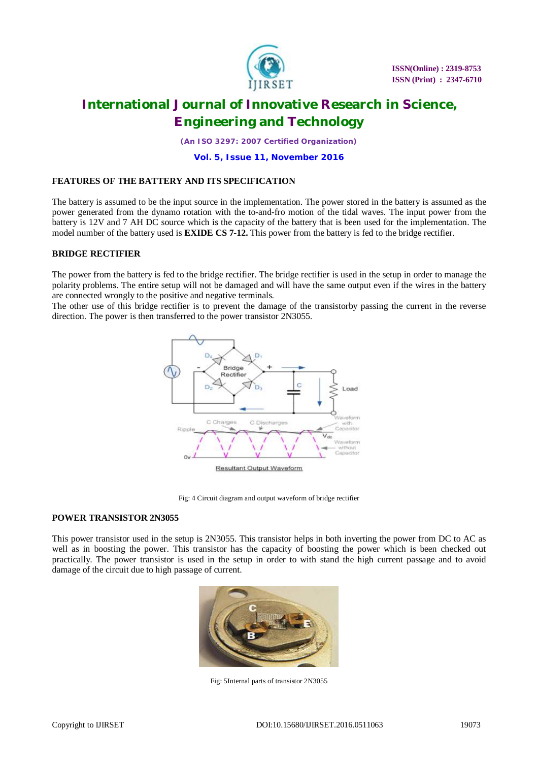## FEATURES OF THE BATTERY AND ITS SPECIFICATION

The battery is assumed to be the input source in the implementation. The power stored in the battery is assumed as the power generated from the dynamo rotation with the to-and-fro motion of the tidal waves. The input power from the battery is 12V and 7 AH DC source which is the capacity of the battery that is been used for the implementation. The model number of the battery used is **EXIDE CS 7-12.** This power from the battery is fed to the bridge rectifier.

## BRIDGE RECTIFIER

The power from the battery is fed to the bridge rectifier. The bridge rectifier is used in the setup in order to manage the polarity problems. The entire setup will not be damaged and will have the same output even if the wires in the battery are connected wrongly to the positive and negative terminals.
The other use of this bridge rectifier is to prevent the damage of the transistorby passing the current in the reverse direction. The power is then transferred to the power transistor 2N3055.

Fig: 4 Circuit diagram and output waveform of bridge rectifier

## POWER TRANSISTOR 2N3055

This power transistor used in the setup is 2N3055. This transistor helps in both inverting the power from DC to AC as well as in boosting the power. This transistor has the capacity of boosting the power which is been checked out practically. The power transistor is used in the setup in order to with stand the high current passage and to avoid damage of the circuit due to high passage of current.

Fig: 5Internal parts of transistor 2N3055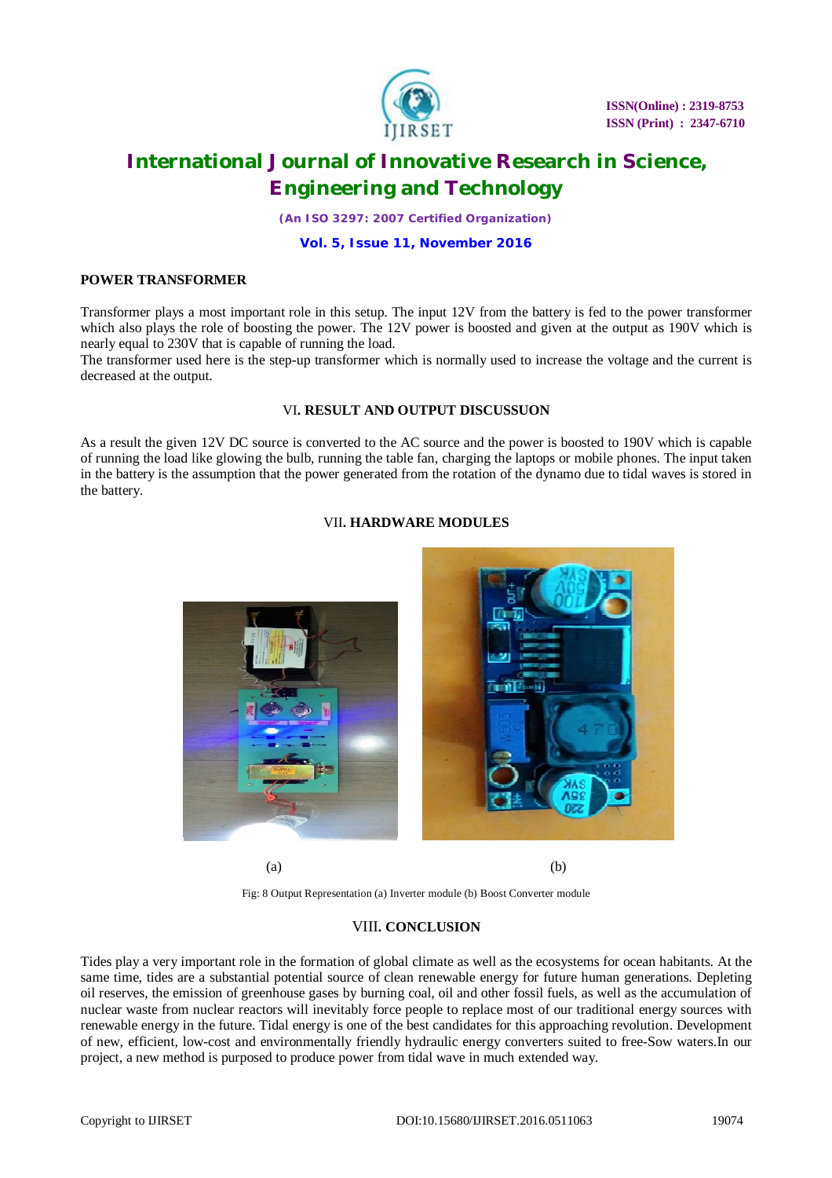**POWER TRANSFORMER**

Transformer plays a most important role in this setup. The input 12V from the battery is fed to the power transformer which also plays the role of boosting the power. The 12V power is boosted and given at the output as 190V which is nearly equal to 230V that is capable of running the load.
The transformer used here is the step-up transformer which is normally used to increase the voltage and the current is decreased at the output.

## VI. RESULT AND OUTPUT DISCUSSUON

As a result the given 12V DC source is converted to the AC source and the power is boosted to 190V which is capable of running the load like glowing the bulb, running the table fan, charging the laptops or mobile phones. The input taken in the battery is the assumption that the power generated from the rotation of the dynamo due to tidal waves is stored in the battery.

## VII. HARDWARE MODULES

(a) (b)

Fig: 8 Output Representation (a) Inverter module (b) Boost Converter module

## VIII. CONCLUSION

Tides play a very important role in the formation of global climate as well as the ecosystems for ocean habitants. At the same time, tides are a substantial potential source of clean renewable energy for future human generations. Depleting oil reserves, the emission of greenhouse gases by burning coal, oil and other fossil fuels, as well as the accumulation of nuclear waste from nuclear reactors will inevitably force people to replace most of our traditional energy sources with renewable energy in the future. Tidal energy is one of the best candidates for this approaching revolution. Development of new, efficient, low-cost and environmentally friendly hydraulic energy converters suited to free-Sow waters.In our project, a new method is purposed to produce power from tidal wave in much extended way.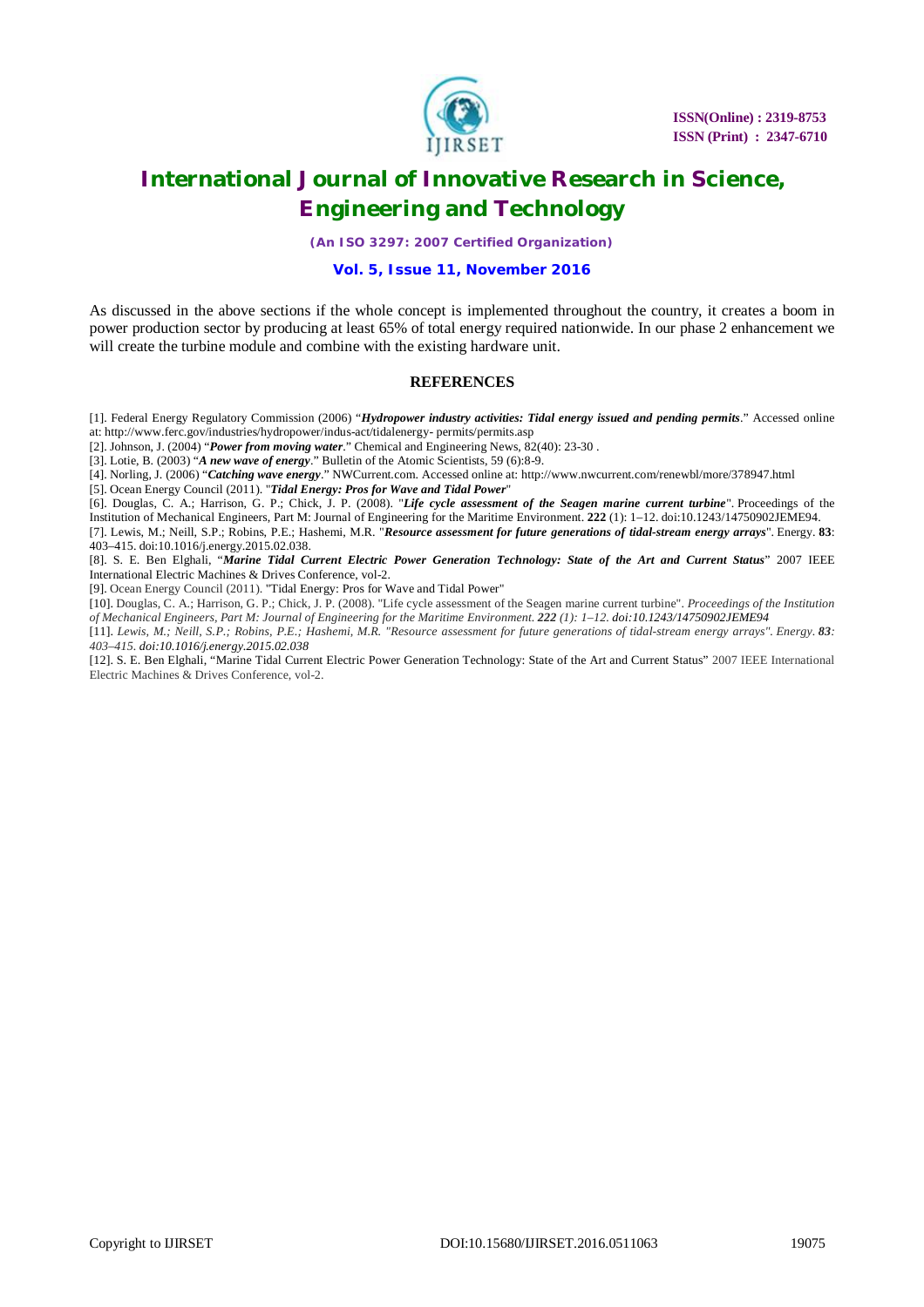As discussed in the above sections if the whole concept is implemented throughout the country, it creates a boom in power production sector by producing at least 65% of total energy required nationwide. In our phase 2 enhancement we will create the turbine module and combine with the existing hardware unit.

## REFERENCES

[1]. Federal Energy Regulatory Commission (2006) "***Hydropower industry activities: Tidal energy issued and pending permits***." Accessed online at: http://www.ferc.gov/industries/hydropower/indus-act/tidalenergy- permits/permits.asp

[2]. Johnson, J. (2004) "***Power from moving water***." Chemical and Engineering News, 82(40): 23-30 .

[3]. Lotie, B. (2003) "***A new wave of energy***." Bulletin of the Atomic Scientists, 59 (6):8-9.

[4]. Norling, J. (2006) "***Catching wave energy***." NWCurrent.com. Accessed online at: http://www.nwcurrent.com/renewbl/more/378947.html

[5]. Ocean Energy Council (2011). "***Tidal Energy: Pros for Wave and Tidal Power***"

[6]. Douglas, C. A.; Harrison, G. P.; Chick, J. P. (2008). "***Life cycle assessment of the Seagen marine current turbine***". Proceedings of the Institution of Mechanical Engineers, Part M: Journal of Engineering for the Maritime Environment. **222** (1): 1–12. doi:10.1243/14750902JEME94.

[7]. Lewis, M.; Neill, S.P.; Robins, P.E.; Hashemi, M.R. "***Resource assessment for future generations of tidal-stream energy arrays***". Energy. **83**: 403–415. doi:10.1016/j.energy.2015.02.038.

[8]. S. E. Ben Elghali, "***Marine Tidal Current Electric Power Generation Technology: State of the Art and Current Status***" 2007 IEEE International Electric Machines & Drives Conference, vol-2.

[9]. Ocean Energy Council (2011). "Tidal Energy: Pros for Wave and Tidal Power"

[10]. Douglas, C. A.; Harrison, G. P.; Chick, J. P. (2008). "Life cycle assessment of the Seagen marine current turbine". *Proceedings of the Institution of Mechanical Engineers, Part M: Journal of Engineering for the Maritime Environment. 222 (1): 1–12. doi:10.1243/14750902JEME94*

[11]. *Lewis, M.; Neill, S.P.; Robins, P.E.; Hashemi, M.R. "Resource assessment for future generations of tidal-stream energy arrays". Energy. **83**: 403–415. doi:10.1016/j.energy.2015.02.038*

[12]. S. E. Ben Elghali, "Marine Tidal Current Electric Power Generation Technology: State of the Art and Current Status" 2007 IEEE International Electric Machines & Drives Conference, vol-2.